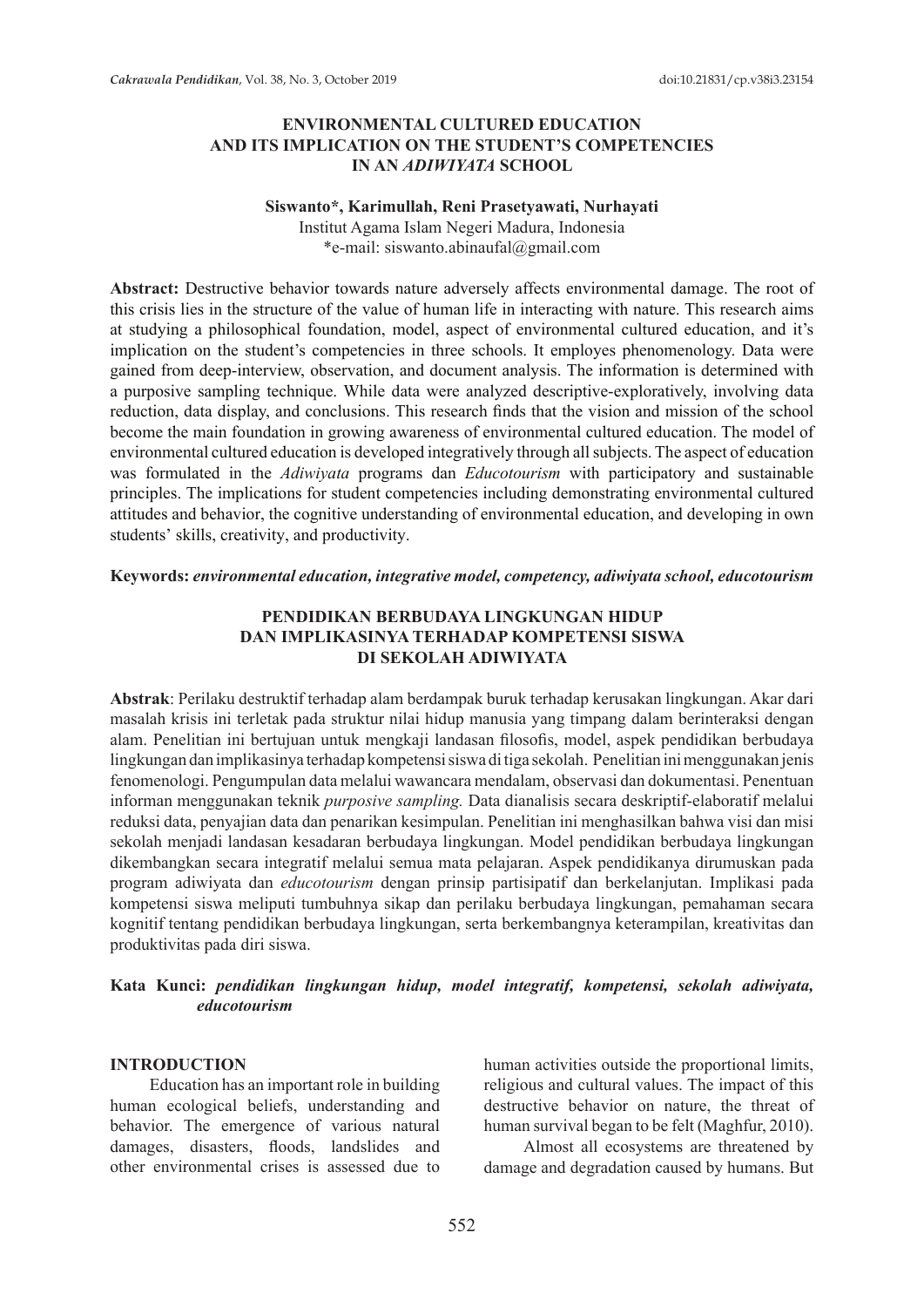# ENVIRONMENTAL CULTURED EDUCATION AND ITS IMPLICATION ON THE STUDENT'S COMPETENCIES IN AN *ADIWIYATA* SCHOOL

**Siswanto*, Karimullah, Reni Prasetyawati, Nurhayati**
Institut Agama Islam Negeri Madura, Indonesia
*e-mail: siswanto.abinaufal@gmail.com

**Abstract:** Destructive behavior towards nature adversely affects environmental damage. The root of this crisis lies in the structure of the value of human life in interacting with nature. This research aims at studying a philosophical foundation, model, aspect of environmental cultured education, and it's implication on the student's competencies in three schools. It employes phenomenology. Data were gained from deep-interview, observation, and document analysis. The information is determined with a purposive sampling technique. While data were analyzed descriptive-exploratively, involving data reduction, data display, and conclusions. This research finds that the vision and mission of the school become the main foundation in growing awareness of environmental cultured education. The model of environmental cultured education is developed integratively through all subjects. The aspect of education was formulated in the *Adiwiyata* programs dan *Educotourism* with participatory and sustainable principles. The implications for student competencies including demonstrating environmental cultured attitudes and behavior, the cognitive understanding of environmental education, and developing in own students' skills, creativity, and productivity.

**Keywords:** ***environmental education, integrative model, competency, adiwiyata school, educotourism***

## PENDIDIKAN BERBUDAYA LINGKUNGAN HIDUP DAN IMPLIKASINYA TERHADAP KOMPETENSI SISWA DI SEKOLAH ADIWIYATA

**Abstrak**: Perilaku destruktif terhadap alam berdampak buruk terhadap kerusakan lingkungan. Akar dari masalah krisis ini terletak pada struktur nilai hidup manusia yang timpang dalam berinteraksi dengan alam. Penelitian ini bertujuan untuk mengkaji landasan filosofis, model, aspek pendidikan berbudaya lingkungan dan implikasinya terhadap kompetensi siswa di tiga sekolah. Penelitian ini menggunakan jenis fenomenologi. Pengumpulan data melalui wawancara mendalam, observasi dan dokumentasi. Penentuan informan menggunakan teknik *purposive sampling.* Data dianalisis secara deskriptif-elaboratif melalui reduksi data, penyajian data dan penarikan kesimpulan. Penelitian ini menghasilkan bahwa visi dan misi sekolah menjadi landasan kesadaran berbudaya lingkungan. Model pendidikan berbudaya lingkungan dikembangkan secara integratif melalui semua mata pelajaran. Aspek pendidikanya dirumuskan pada program adiwiyata dan *educotourism* dengan prinsip partisipatif dan berkelanjutan. Implikasi pada kompetensi siswa meliputi tumbuhnya sikap dan perilaku berbudaya lingkungan, pemahaman secara kognitif tentang pendidikan berbudaya lingkungan, serta berkembangnya keterampilan, kreativitas dan produktivitas pada diri siswa.

**Kata Kunci:** ***pendidikan lingkungan hidup, model integratif, kompetensi, sekolah adiwiyata, educotourism***

## INTRODUCTION

Education has an important role in building human ecological beliefs, understanding and behavior. The emergence of various natural damages, disasters, floods, landslides and other environmental crises is assessed due to human activities outside the proportional limits, religious and cultural values. The impact of this destructive behavior on nature, the threat of human survival began to be felt (Maghfur, 2010).

Almost all ecosystems are threatened by damage and degradation caused by humans. But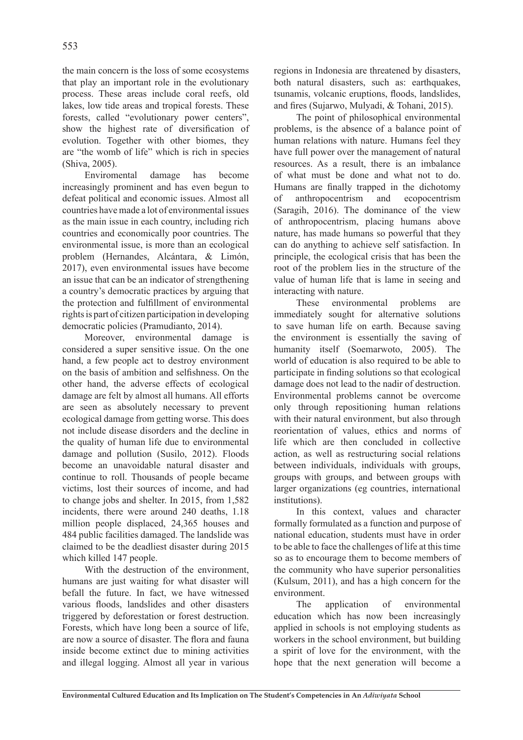the main concern is the loss of some ecosystems that play an important role in the evolutionary process. These areas include coral reefs, old lakes, low tide areas and tropical forests. These forests, called "evolutionary power centers", show the highest rate of diversification of evolution. Together with other biomes, they are "the womb of life" which is rich in species (Shiva, 2005).

Enviromental damage has become increasingly prominent and has even begun to defeat political and economic issues. Almost all countries have made a lot of environmental issues as the main issue in each country, including rich countries and economically poor countries. The environmental issue, is more than an ecological problem (Hernandes, Alcántara, & Limón, 2017), even environmental issues have become an issue that can be an indicator of strengthening a country's democratic practices by arguing that the protection and fulfillment of environmental rights is part of citizen participation in developing democratic policies (Pramudianto, 2014).

Moreover, environmental damage is considered a super sensitive issue. On the one hand, a few people act to destroy environment on the basis of ambition and selfishness. On the other hand, the adverse effects of ecological damage are felt by almost all humans. All efforts are seen as absolutely necessary to prevent ecological damage from getting worse. This does not include disease disorders and the decline in the quality of human life due to environmental damage and pollution (Susilo, 2012). Floods become an unavoidable natural disaster and continue to roll. Thousands of people became victims, lost their sources of income, and had to change jobs and shelter. In 2015, from 1,582 incidents, there were around 240 deaths, 1.18 million people displaced, 24,365 houses and 484 public facilities damaged. The landslide was claimed to be the deadliest disaster during 2015 which killed 147 people.

With the destruction of the environment, humans are just waiting for what disaster will befall the future. In fact, we have witnessed various floods, landslides and other disasters triggered by deforestation or forest destruction. Forests, which have long been a source of life, are now a source of disaster. The flora and fauna inside become extinct due to mining activities and illegal logging. Almost all year in various regions in Indonesia are threatened by disasters, both natural disasters, such as: earthquakes, tsunamis, volcanic eruptions, floods, landslides, and fires (Sujarwo, Mulyadi, & Tohani, 2015).

The point of philosophical environmental problems, is the absence of a balance point of human relations with nature. Humans feel they have full power over the management of natural resources. As a result, there is an imbalance of what must be done and what not to do. Humans are finally trapped in the dichotomy of anthropocentrism and ecopocentrism (Saragih, 2016). The dominance of the view of anthropocentrism, placing humans above nature, has made humans so powerful that they can do anything to achieve self satisfaction. In principle, the ecological crisis that has been the root of the problem lies in the structure of the value of human life that is lame in seeing and interacting with nature.

These environmental problems are immediately sought for alternative solutions to save human life on earth. Because saving the environment is essentially the saving of humanity itself (Soemarwoto, 2005). The world of education is also required to be able to participate in finding solutions so that ecological damage does not lead to the nadir of destruction. Environmental problems cannot be overcome only through repositioning human relations with their natural environment, but also through reorientation of values, ethics and norms of life which are then concluded in collective action, as well as restructuring social relations between individuals, individuals with groups, groups with groups, and between groups with larger organizations (eg countries, international institutions).

In this context, values and character formally formulated as a function and purpose of national education, students must have in order to be able to face the challenges of life at this time so as to encourage them to become members of the community who have superior personalities (Kulsum, 2011), and has a high concern for the environment.

The application of environmental education which has now been increasingly applied in schools is not employing students as workers in the school environment, but building a spirit of love for the environment, with the hope that the next generation will become a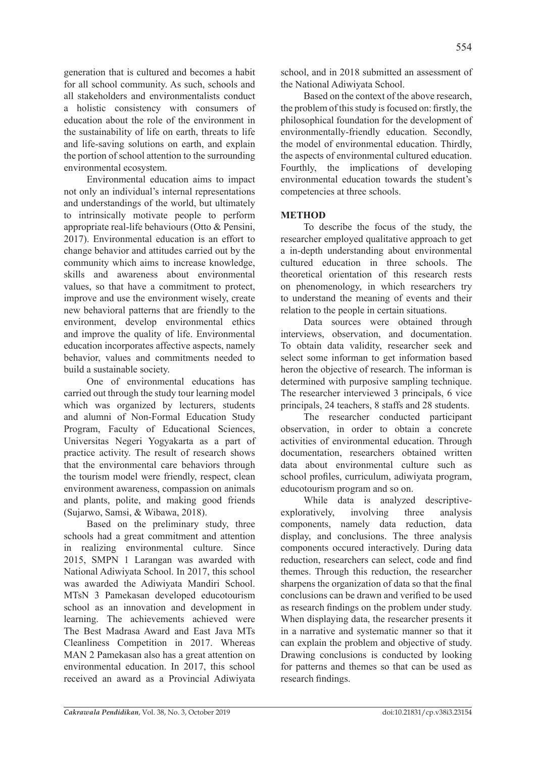generation that is cultured and becomes a habit for all school community. As such, schools and all stakeholders and environmentalists conduct a holistic consistency with consumers of education about the role of the environment in the sustainability of life on earth, threats to life and life-saving solutions on earth, and explain the portion of school attention to the surrounding environmental ecosystem.

Environmental education aims to impact not only an individual's internal representations and understandings of the world, but ultimately to intrinsically motivate people to perform appropriate real-life behaviours (Otto & Pensini, 2017). Environmental education is an effort to change behavior and attitudes carried out by the community which aims to increase knowledge, skills and awareness about environmental values, so that have a commitment to protect, improve and use the environment wisely, create new behavioral patterns that are friendly to the environment, develop environmental ethics and improve the quality of life. Environmental education incorporates affective aspects, namely behavior, values and commitments needed to build a sustainable society.

One of environmental educations has carried out through the study tour learning model which was organized by lecturers, students and alumni of Non-Formal Education Study Program, Faculty of Educational Sciences, Universitas Negeri Yogyakarta as a part of practice activity. The result of research shows that the environmental care behaviors through the tourism model were friendly, respect, clean environment awareness, compassion on animals and plants, polite, and making good friends (Sujarwo, Samsi, & Wibawa, 2018).

Based on the preliminary study, three schools had a great commitment and attention in realizing environmental culture. Since 2015, SMPN 1 Larangan was awarded with National Adiwiyata School. In 2017, this school was awarded the Adiwiyata Mandiri School. MTsN 3 Pamekasan developed educotourism school as an innovation and development in learning. The achievements achieved were The Best Madrasa Award and East Java MTs Cleanliness Competition in 2017. Whereas MAN 2 Pamekasan also has a great attention on environmental education. In 2017, this school received an award as a Provincial Adiwiyata school, and in 2018 submitted an assessment of the National Adiwiyata School.

Based on the context of the above research, the problem of this study is focused on: firstly, the philosophical foundation for the development of environmentally-friendly education. Secondly, the model of environmental education. Thirdly, the aspects of environmental cultured education. Fourthly, the implications of developing environmental education towards the student's competencies at three schools.

## METHOD

To describe the focus of the study, the researcher employed qualitative approach to get a in-depth understanding about environmental cultured education in three schools. The theoretical orientation of this research rests on phenomenology, in which researchers try to understand the meaning of events and their relation to the people in certain situations.

Data sources were obtained through interviews, observation, and documentation. To obtain data validity, researcher seek and select some informan to get information based heron the objective of research. The informan is determined with purposive sampling technique. The researcher interviewed 3 principals, 6 vice principals, 24 teachers, 8 staffs and 28 students.

The researcher conducted participant observation, in order to obtain a concrete activities of environmental education. Through documentation, researchers obtained written data about environmental culture such as school profiles, curriculum, adiwiyata program, educotourism program and so on.

While data is analyzed descriptive-exploratively, involving three analysis components, namely data reduction, data display, and conclusions. The three analysis components occured interactively. During data reduction, researchers can select, code and find themes. Through this reduction, the researcher sharpens the organization of data so that the final conclusions can be drawn and verified to be used as research findings on the problem under study. When displaying data, the researcher presents it in a narrative and systematic manner so that it can explain the problem and objective of study. Drawing conclusions is conducted by looking for patterns and themes so that can be used as research findings.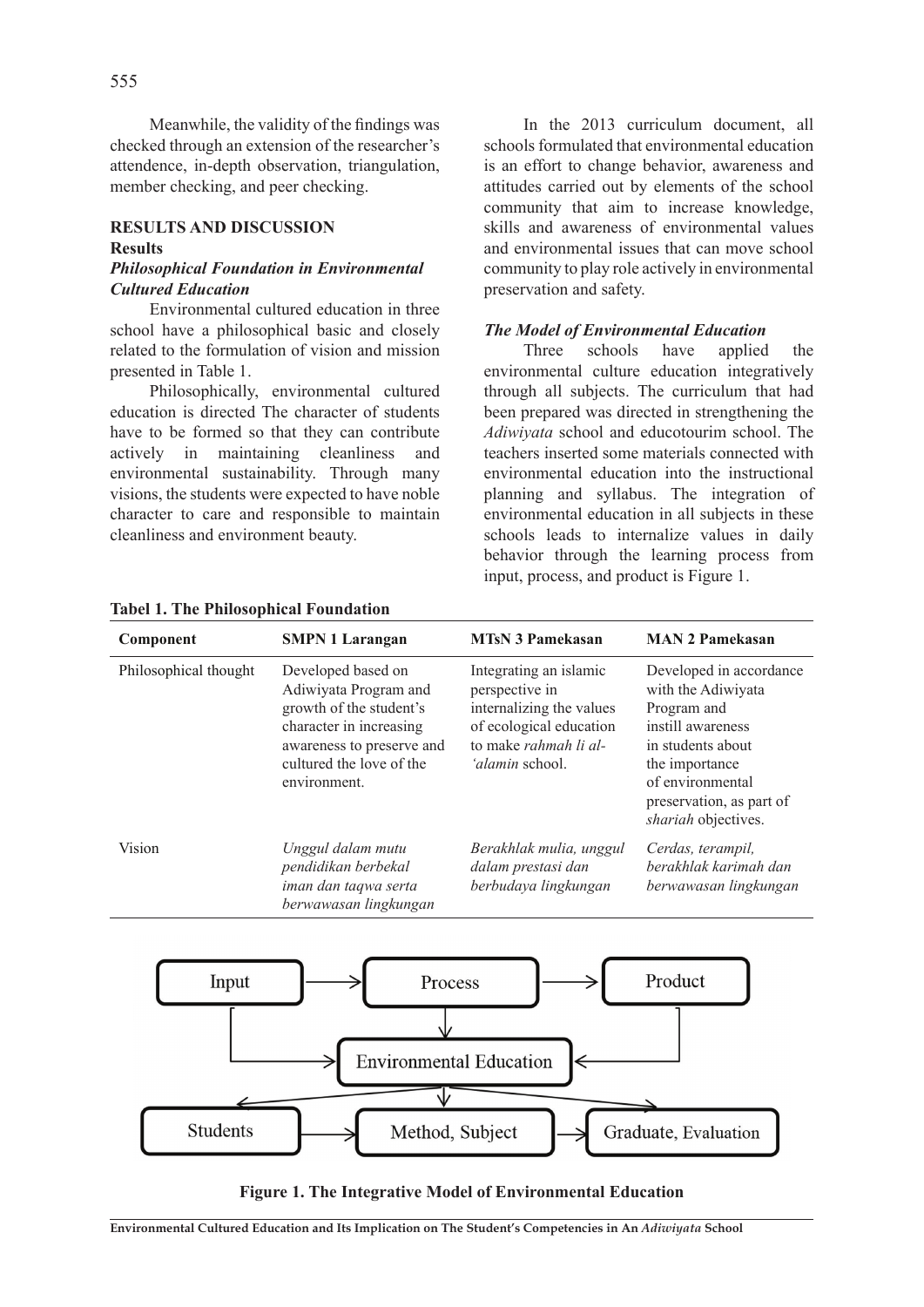Meanwhile, the validity of the findings was checked through an extension of the researcher's attendence, in-depth observation, triangulation, member checking, and peer checking.

## RESULTS AND DISCUSSION

### Results

#### *Philosophical Foundation in Environmental Cultured Education*

Environmental cultured education in three school have a philosophical basic and closely related to the formulation of vision and mission presented in Table 1.

Philosophically, environmental cultured education is directed The character of students have to be formed so that they can contribute actively in maintaining cleanliness and environmental sustainability. Through many visions, the students were expected to have noble character to care and responsible to maintain cleanliness and environment beauty.

In the 2013 curriculum document, all schools formulated that environmental education is an effort to change behavior, awareness and attitudes carried out by elements of the school community that aim to increase knowledge, skills and awareness of environmental values and environmental issues that can move school community to play role actively in environmental preservation and safety.

#### *The Model of Environmental Education*

Three schools have applied the environmental culture education integratively through all subjects. The curriculum that had been prepared was directed in strengthening the *Adiwiyata* school and educotourim school. The teachers inserted some materials connected with environmental education into the instructional planning and syllabus. The integration of environmental education in all subjects in these schools leads to internalize values in daily behavior through the learning process from input, process, and product is Figure 1.

**Tabel 1. The Philosophical Foundation**

| Component | SMPN 1 Larangan | MTsN 3 Pamekasan | MAN 2 Pamekasan |
|---|---|---|---|
| Philosophical thought | Developed based on Adiwiyata Program and growth of the student's character in increasing awareness to preserve and cultured the love of the environment. | Integrating an islamic perspective in internalizing the values of ecological education to make *rahmah li al-'alamin* school. | Developed in accordance with the Adiwiyata Program and instill awareness in students about the importance of environmental preservation, as part of *shariah* objectives. |
| Vision | *Unggul dalam mutu pendidikan berbekal iman dan taqwa serta berwawasan lingkungan* | *Berakhlak mulia, unggul dalam prestasi dan berbudaya lingkungan* | *Cerdas, terampil, berakhlak karimah dan berwawasan lingkungan* |

**Figure 1. The Integrative Model of Environmental Education**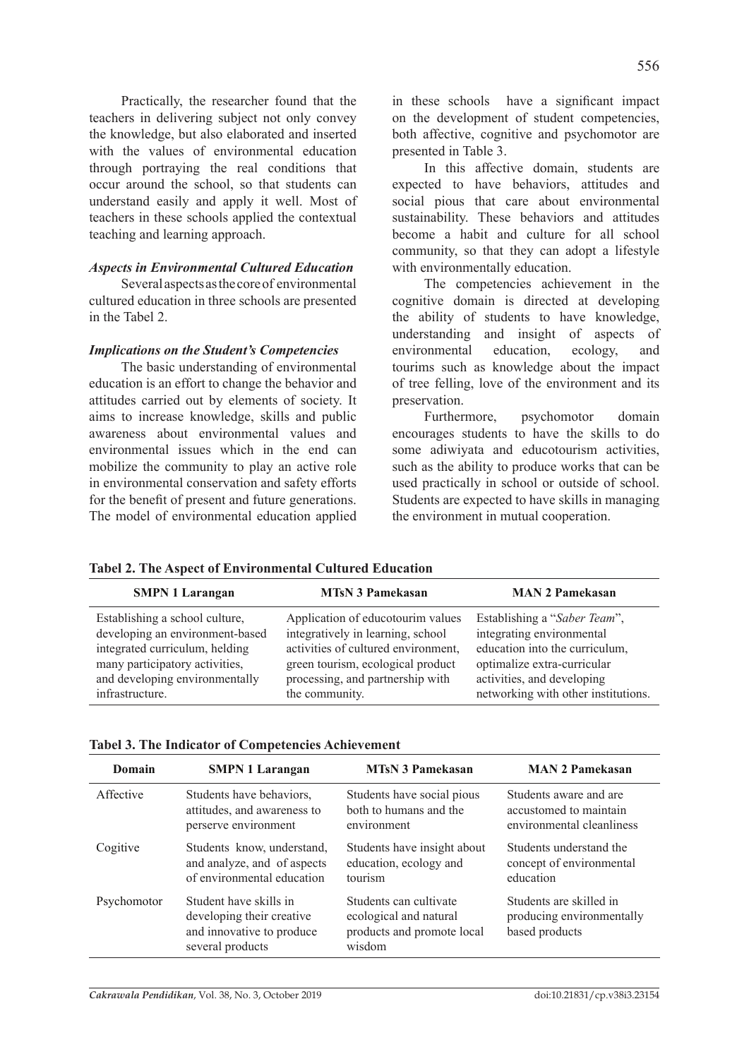Practically, the researcher found that the teachers in delivering subject not only convey the knowledge, but also elaborated and inserted with the values of environmental education through portraying the real conditions that occur around the school, so that students can understand easily and apply it well. Most of teachers in these schools applied the contextual teaching and learning approach.

### *Aspects in Environmental Cultured Education*

Several aspects as the core of environmental cultured education in three schools are presented in the Tabel 2.

### *Implications on the Student's Competencies*

The basic understanding of environmental education is an effort to change the behavior and attitudes carried out by elements of society. It aims to increase knowledge, skills and public awareness about environmental values and environmental issues which in the end can mobilize the community to play an active role in environmental conservation and safety efforts for the benefit of present and future generations. The model of environmental education applied in these schools have a significant impact on the development of student competencies, both affective, cognitive and psychomotor are presented in Table 3.

In this affective domain, students are expected to have behaviors, attitudes and social pious that care about environmental sustainability. These behaviors and attitudes become a habit and culture for all school community, so that they can adopt a lifestyle with environmentally education.

The competencies achievement in the cognitive domain is directed at developing the ability of students to have knowledge, understanding and insight of aspects of environmental education, ecology, and tourims such as knowledge about the impact of tree felling, love of the environment and its preservation.

Furthermore, psychomotor domain encourages students to have the skills to do some adiwiyata and educotourism activities, such as the ability to produce works that can be used practically in school or outside of school. Students are expected to have skills in managing the environment in mutual cooperation.

**Tabel 2. The Aspect of Environmental Cultured Education**

| SMPN 1 Larangan | MTsN 3 Pamekasan | MAN 2 Pamekasan |
|---|---|---|
| Establishing a school culture, developing an environment-based integrated curriculum, helding many participatory activities, and developing environmentally infrastructure. | Application of educotourim values integratively in learning, school activities of cultured environment, green tourism, ecological product processing, and partnership with the community. | Establishing a "*Saber Team*", integrating environmental education into the curriculum, optimalize extra-curricular activities, and developing networking with other institutions. |

**Tabel 3. The Indicator of Competencies Achievement**

| Domain | SMPN 1 Larangan | MTsN 3 Pamekasan | MAN 2 Pamekasan |
|---|---|---|---|
| Affective | Students have behaviors, attitudes, and awareness to perserve environment | Students have social pious both to humans and the environment | Students aware and are accustomed to maintain environmental cleanliness |
| Cogitive | Students know, understand, and analyze, and of aspects of environmental education | Students have insight about education, ecology and tourism | Students understand the concept of environmental education |
| Psychomotor | Student have skills in developing their creative and innovative to produce several products | Students can cultivate ecological and natural products and promote local wisdom | Students are skilled in producing environmentally based products |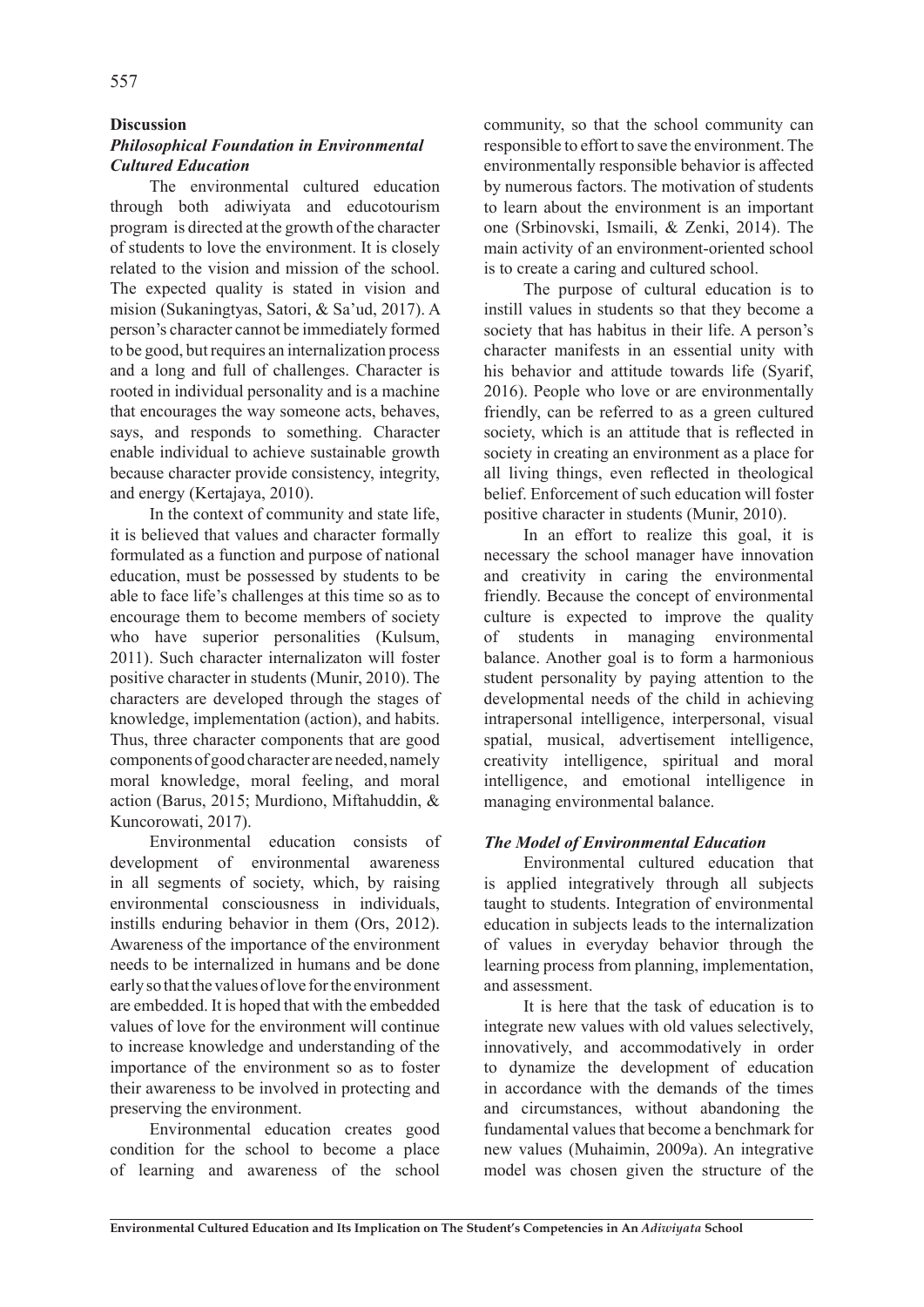## Discussion

### *Philosophical Foundation in Environmental Cultured Education*

The environmental cultured education through both adiwiyata and educotourism program is directed at the growth of the character of students to love the environment. It is closely related to the vision and mission of the school. The expected quality is stated in vision and mision (Sukaningtyas, Satori, & Sa'ud, 2017). A person's character cannot be immediately formed to be good, but requires an internalization process and a long and full of challenges. Character is rooted in individual personality and is a machine that encourages the way someone acts, behaves, says, and responds to something. Character enable individual to achieve sustainable growth because character provide consistency, integrity, and energy (Kertajaya, 2010).

In the context of community and state life, it is believed that values and character formally formulated as a function and purpose of national education, must be possessed by students to be able to face life's challenges at this time so as to encourage them to become members of society who have superior personalities (Kulsum, 2011). Such character internalizaton will foster positive character in students (Munir, 2010). The characters are developed through the stages of knowledge, implementation (action), and habits. Thus, three character components that are good components of good character are needed, namely moral knowledge, moral feeling, and moral action (Barus, 2015; Murdiono, Miftahuddin, & Kuncorowati, 2017).

Environmental education consists of development of environmental awareness in all segments of society, which, by raising environmental consciousness in individuals, instills enduring behavior in them (Ors, 2012). Awareness of the importance of the environment needs to be internalized in humans and be done early so that the values of love for the environment are embedded. It is hoped that with the embedded values of love for the environment will continue to increase knowledge and understanding of the importance of the environment so as to foster their awareness to be involved in protecting and preserving the environment.

Environmental education creates good condition for the school to become a place of learning and awareness of the school community, so that the school community can responsible to effort to save the environment. The environmentally responsible behavior is affected by numerous factors. The motivation of students to learn about the environment is an important one (Srbinovski, Ismaili, & Zenki, 2014). The main activity of an environment-oriented school is to create a caring and cultured school.

The purpose of cultural education is to instill values in students so that they become a society that has habitus in their life. A person's character manifests in an essential unity with his behavior and attitude towards life (Syarif, 2016). People who love or are environmentally friendly, can be referred to as a green cultured society, which is an attitude that is reflected in society in creating an environment as a place for all living things, even reflected in theological belief. Enforcement of such education will foster positive character in students (Munir, 2010).

In an effort to realize this goal, it is necessary the school manager have innovation and creativity in caring the environmental friendly. Because the concept of environmental culture is expected to improve the quality of students in managing environmental balance. Another goal is to form a harmonious student personality by paying attention to the developmental needs of the child in achieving intrapersonal intelligence, interpersonal, visual spatial, musical, advertisement intelligence, creativity intelligence, spiritual and moral intelligence, and emotional intelligence in managing environmental balance.

### *The Model of Environmental Education*

Environmental cultured education that is applied integratively through all subjects taught to students. Integration of environmental education in subjects leads to the internalization of values in everyday behavior through the learning process from planning, implementation, and assessment.

It is here that the task of education is to integrate new values with old values selectively, innovatively, and accommodatively in order to dynamize the development of education in accordance with the demands of the times and circumstances, without abandoning the fundamental values that become a benchmark for new values (Muhaimin, 2009a). An integrative model was chosen given the structure of the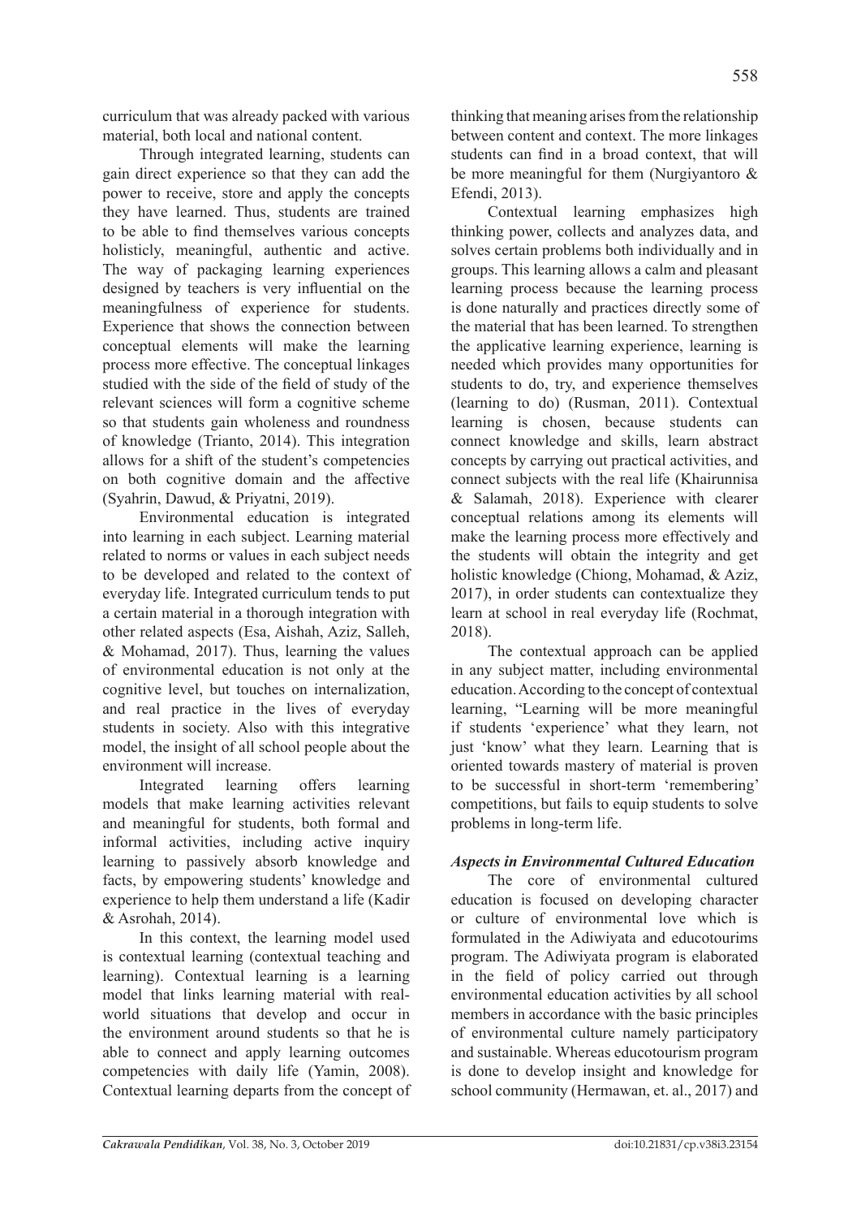curriculum that was already packed with various material, both local and national content.

Through integrated learning, students can gain direct experience so that they can add the power to receive, store and apply the concepts they have learned. Thus, students are trained to be able to find themselves various concepts holisticly, meaningful, authentic and active. The way of packaging learning experiences designed by teachers is very influential on the meaningfulness of experience for students. Experience that shows the connection between conceptual elements will make the learning process more effective. The conceptual linkages studied with the side of the field of study of the relevant sciences will form a cognitive scheme so that students gain wholeness and roundness of knowledge (Trianto, 2014). This integration allows for a shift of the student's competencies on both cognitive domain and the affective (Syahrin, Dawud, & Priyatni, 2019).

Environmental education is integrated into learning in each subject. Learning material related to norms or values in each subject needs to be developed and related to the context of everyday life. Integrated curriculum tends to put a certain material in a thorough integration with other related aspects (Esa, Aishah, Aziz, Salleh, & Mohamad, 2017). Thus, learning the values of environmental education is not only at the cognitive level, but touches on internalization, and real practice in the lives of everyday students in society. Also with this integrative model, the insight of all school people about the environment will increase.

Integrated learning offers learning models that make learning activities relevant and meaningful for students, both formal and informal activities, including active inquiry learning to passively absorb knowledge and facts, by empowering students' knowledge and experience to help them understand a life (Kadir & Asrohah, 2014).

In this context, the learning model used is contextual learning (contextual teaching and learning). Contextual learning is a learning model that links learning material with real-world situations that develop and occur in the environment around students so that he is able to connect and apply learning outcomes competencies with daily life (Yamin, 2008). Contextual learning departs from the concept of thinking that meaning arises from the relationship between content and context. The more linkages students can find in a broad context, that will be more meaningful for them (Nurgiyantoro & Efendi, 2013).

Contextual learning emphasizes high thinking power, collects and analyzes data, and solves certain problems both individually and in groups. This learning allows a calm and pleasant learning process because the learning process is done naturally and practices directly some of the material that has been learned. To strengthen the applicative learning experience, learning is needed which provides many opportunities for students to do, try, and experience themselves (learning to do) (Rusman, 2011). Contextual learning is chosen, because students can connect knowledge and skills, learn abstract concepts by carrying out practical activities, and connect subjects with the real life (Khairunnisa & Salamah, 2018). Experience with clearer conceptual relations among its elements will make the learning process more effectively and the students will obtain the integrity and get holistic knowledge (Chiong, Mohamad, & Aziz, 2017), in order students can contextualize they learn at school in real everyday life (Rochmat, 2018).

The contextual approach can be applied in any subject matter, including environmental education. According to the concept of contextual learning, "Learning will be more meaningful if students 'experience' what they learn, not just 'know' what they learn. Learning that is oriented towards mastery of material is proven to be successful in short-term 'remembering' competitions, but fails to equip students to solve problems in long-term life.

### *Aspects in Environmental Cultured Education*

The core of environmental cultured education is focused on developing character or culture of environmental love which is formulated in the Adiwiyata and educotourims program. The Adiwiyata program is elaborated in the field of policy carried out through environmental education activities by all school members in accordance with the basic principles of environmental culture namely participatory and sustainable. Whereas educotourism program is done to develop insight and knowledge for school community (Hermawan, et. al., 2017) and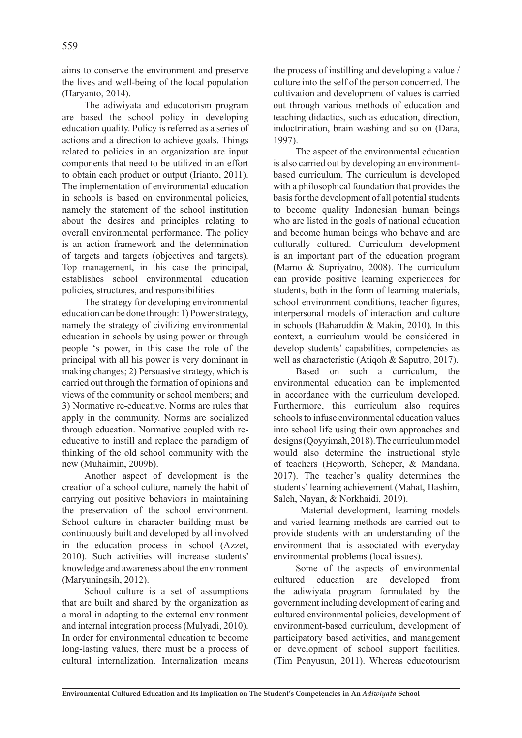aims to conserve the environment and preserve the lives and well-being of the local population (Haryanto, 2014).

The adiwiyata and educotorism program are based the school policy in developing education quality. Policy is referred as a series of actions and a direction to achieve goals. Things related to policies in an organization are input components that need to be utilized in an effort to obtain each product or output (Irianto, 2011). The implementation of environmental education in schools is based on environmental policies, namely the statement of the school institution about the desires and principles relating to overall environmental performance. The policy is an action framework and the determination of targets and targets (objectives and targets). Top management, in this case the principal, establishes school environmental education policies, structures, and responsibilities.

The strategy for developing environmental education can be done through: 1) Power strategy, namely the strategy of civilizing environmental education in schools by using power or through people 's power, in this case the role of the principal with all his power is very dominant in making changes; 2) Persuasive strategy, which is carried out through the formation of opinions and views of the community or school members; and 3) Normative re-educative. Norms are rules that apply in the community. Norms are socialized through education. Normative coupled with re-educative to instill and replace the paradigm of thinking of the old school community with the new (Muhaimin, 2009b).

Another aspect of development is the creation of a school culture, namely the habit of carrying out positive behaviors in maintaining the preservation of the school environment. School culture in character building must be continuously built and developed by all involved in the education process in school (Azzet, 2010). Such activities will increase students' knowledge and awareness about the environment (Maryuningsih, 2012).

School culture is a set of assumptions that are built and shared by the organization as a moral in adapting to the external environment and internal integration process (Mulyadi, 2010). In order for environmental education to become long-lasting values, there must be a process of cultural internalization. Internalization means the process of instilling and developing a value / culture into the self of the person concerned. The cultivation and development of values is carried out through various methods of education and teaching didactics, such as education, direction, indoctrination, brain washing and so on (Dara, 1997).

The aspect of the environmental education is also carried out by developing an environment-based curriculum. The curriculum is developed with a philosophical foundation that provides the basis for the development of all potential students to become quality Indonesian human beings who are listed in the goals of national education and become human beings who behave and are culturally cultured. Curriculum development is an important part of the education program (Marno & Supriyatno, 2008). The curriculum can provide positive learning experiences for students, both in the form of learning materials, school environment conditions, teacher figures, interpersonal models of interaction and culture in schools (Baharuddin & Makin, 2010). In this context, a curriculum would be considered in develop students' capabilities, competencies as well as characteristic (Atiqoh & Saputro, 2017).

Based on such a curriculum, the environmental education can be implemented in accordance with the curriculum developed. Furthermore, this curriculum also requires schools to infuse environmental education values into school life using their own approaches and designs (Qoyyimah, 2018). The curriculum model would also determine the instructional style of teachers (Hepworth, Scheper, & Mandana, 2017). The teacher's quality determines the students' learning achievement (Mahat, Hashim, Saleh, Nayan, & Norkhaidi, 2019).

Material development, learning models and varied learning methods are carried out to provide students with an understanding of the environment that is associated with everyday environmental problems (local issues).

Some of the aspects of environmental cultured education are developed from the adiwiyata program formulated by the government including development of caring and cultured environmental policies, development of environment-based curriculum, development of participatory based activities, and management or development of school support facilities. (Tim Penyusun, 2011). Whereas educotourism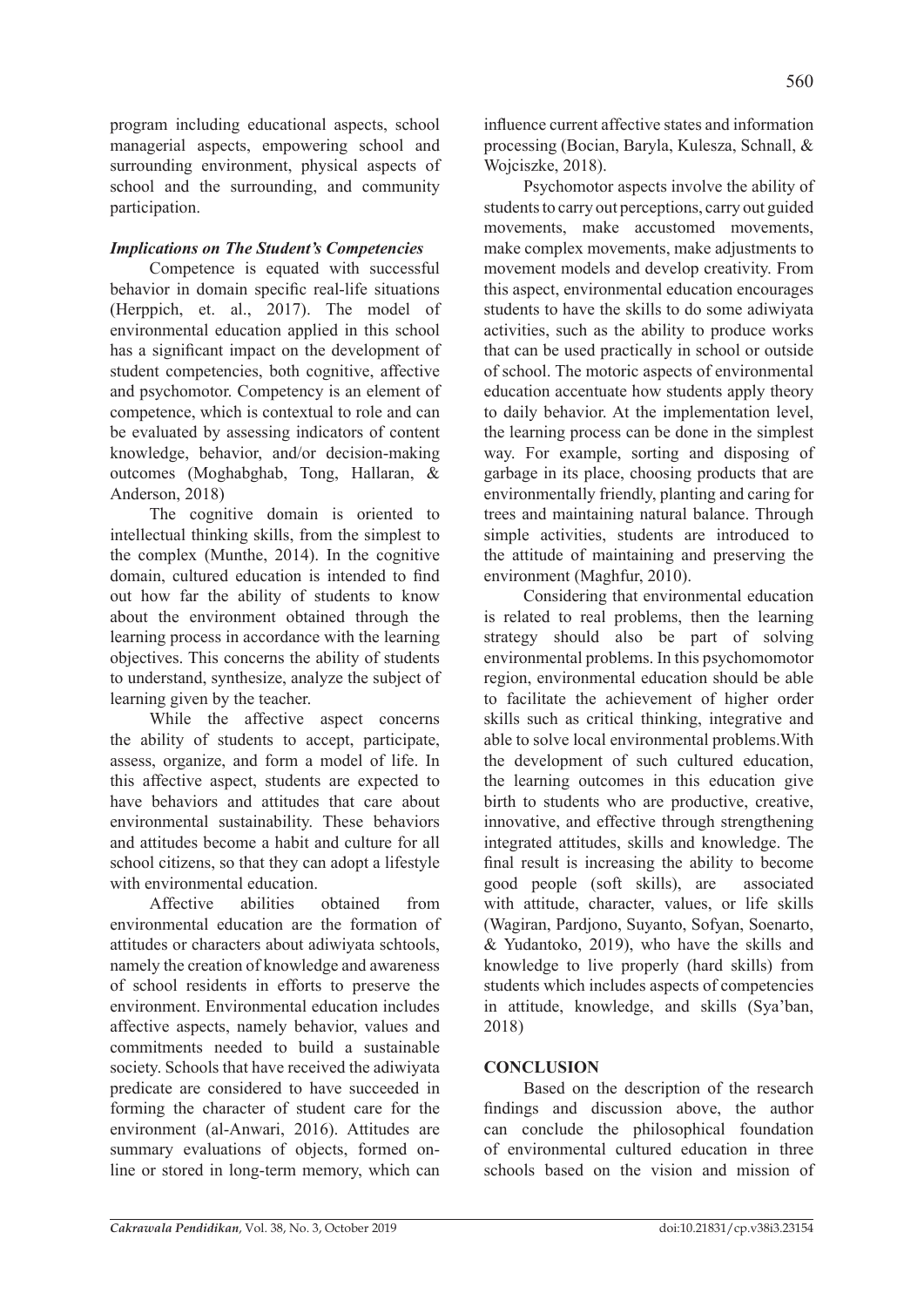program including educational aspects, school managerial aspects, empowering school and surrounding environment, physical aspects of school and the surrounding, and community participation.

### *Implications on The Student's Competencies*

Competence is equated with successful behavior in domain specific real-life situations (Herppich, et. al., 2017). The model of environmental education applied in this school has a significant impact on the development of student competencies, both cognitive, affective and psychomotor. Competency is an element of competence, which is contextual to role and can be evaluated by assessing indicators of content knowledge, behavior, and/or decision-making outcomes (Moghabghab, Tong, Hallaran, & Anderson, 2018)

The cognitive domain is oriented to intellectual thinking skills, from the simplest to the complex (Munthe, 2014). In the cognitive domain, cultured education is intended to find out how far the ability of students to know about the environment obtained through the learning process in accordance with the learning objectives. This concerns the ability of students to understand, synthesize, analyze the subject of learning given by the teacher.

While the affective aspect concerns the ability of students to accept, participate, assess, organize, and form a model of life. In this affective aspect, students are expected to have behaviors and attitudes that care about environmental sustainability. These behaviors and attitudes become a habit and culture for all school citizens, so that they can adopt a lifestyle with environmental education.

Affective abilities obtained from environmental education are the formation of attitudes or characters about adiwiyata schtools, namely the creation of knowledge and awareness of school residents in efforts to preserve the environment. Environmental education includes affective aspects, namely behavior, values and commitments needed to build a sustainable society. Schools that have received the adiwiyata predicate are considered to have succeeded in forming the character of student care for the environment (al-Anwari, 2016). Attitudes are summary evaluations of objects, formed online or stored in long-term memory, which can influence current affective states and information processing (Bocian, Baryla, Kulesza, Schnall, & Wojciszke, 2018).

Psychomotor aspects involve the ability of students to carry out perceptions, carry out guided movements, make accustomed movements, make complex movements, make adjustments to movement models and develop creativity. From this aspect, environmental education encourages students to have the skills to do some adiwiyata activities, such as the ability to produce works that can be used practically in school or outside of school. The motoric aspects of environmental education accentuate how students apply theory to daily behavior. At the implementation level, the learning process can be done in the simplest way. For example, sorting and disposing of garbage in its place, choosing products that are environmentally friendly, planting and caring for trees and maintaining natural balance. Through simple activities, students are introduced to the attitude of maintaining and preserving the environment (Maghfur, 2010).

Considering that environmental education is related to real problems, then the learning strategy should also be part of solving environmental problems. In this psychomomotor region, environmental education should be able to facilitate the achievement of higher order skills such as critical thinking, integrative and able to solve local environmental problems.With the development of such cultured education, the learning outcomes in this education give birth to students who are productive, creative, innovative, and effective through strengthening integrated attitudes, skills and knowledge. The final result is increasing the ability to become good people (soft skills), are associated with attitude, character, values, or life skills (Wagiran, Pardjono, Suyanto, Sofyan, Soenarto, & Yudantoko, 2019), who have the skills and knowledge to live properly (hard skills) from students which includes aspects of competencies in attitude, knowledge, and skills (Sya'ban, 2018)

## CONCLUSION

Based on the description of the research findings and discussion above, the author can conclude the philosophical foundation of environmental cultured education in three schools based on the vision and mission of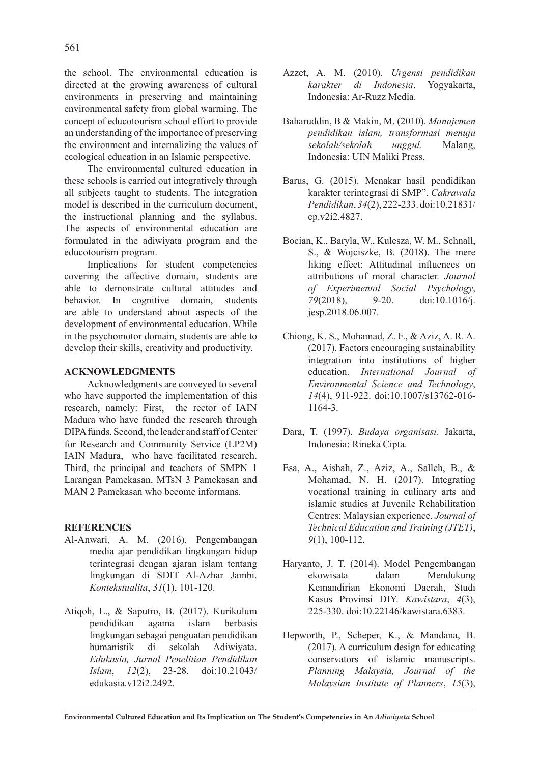the school. The environmental education is directed at the growing awareness of cultural environments in preserving and maintaining environmental safety from global warming. The concept of educotourism school effort to provide an understanding of the importance of preserving the environment and internalizing the values of ecological education in an Islamic perspective.

The environmental cultured education in these schools is carried out integratively through all subjects taught to students. The integration model is described in the curriculum document, the instructional planning and the syllabus. The aspects of environmental education are formulated in the adiwiyata program and the educotourism program.

Implications for student competencies covering the affective domain, students are able to demonstrate cultural attitudes and behavior. In cognitive domain, students are able to understand about aspects of the development of environmental education. While in the psychomotor domain, students are able to develop their skills, creativity and productivity.

## ACKNOWLEDGMENTS

Acknowledgments are conveyed to several who have supported the implementation of this research, namely: First, the rector of IAIN Madura who have funded the research through DIPA funds. Second, the leader and staff of Center for Research and Community Service (LP2M) IAIN Madura, who have facilitated research. Third, the principal and teachers of SMPN 1 Larangan Pamekasan, MTsN 3 Pamekasan and MAN 2 Pamekasan who become informans.

## REFERENCES

Al-Anwari, A. M. (2016). Pengembangan media ajar pendidikan lingkungan hidup terintegrasi dengan ajaran islam tentang lingkungan di SDIT Al-Azhar Jambi. *Kontekstualita*, *31*(1), 101-120.

Atiqoh, L., & Saputro, B. (2017). Kurikulum pendidikan agama islam berbasis lingkungan sebagai penguatan pendidikan humanistik di sekolah Adiwiyata. *Edukasia, Jurnal Penelitian Pendidikan Islam*, *12*(2), 23-28. doi:10.21043/edukasia.v12i2.2492.

Azzet, A. M. (2010). *Urgensi pendidikan karakter di Indonesia*. Yogyakarta, Indonesia: Ar-Ruzz Media.

Baharuddin, B & Makin, M. (2010). *Manajemen pendidikan islam, transformasi menuju sekolah/sekolah unggul*. Malang, Indonesia: UIN Maliki Press.

Barus, G. (2015). Menakar hasil pendidikan karakter terintegrasi di SMP". *Cakrawala Pendidikan*, *34*(2), 222-233. doi:10.21831/cp.v2i2.4827.

Bocian, K., Baryla, W., Kulesza, W. M., Schnall, S., & Wojciszke, B. (2018). The mere liking effect: Attitudinal influences on attributions of moral character. *Journal of Experimental Social Psychology*, *79*(2018), 9-20. doi:10.1016/j.jesp.2018.06.007.

Chiong, K. S., Mohamad, Z. F., & Aziz, A. R. A. (2017). Factors encouraging sustainability integration into institutions of higher education. *International Journal of Environmental Science and Technology*, *14*(4), 911-922. doi:10.1007/s13762-016-1164-3.

Dara, T. (1997). *Budaya organisasi*. Jakarta, Indonesia: Rineka Cipta.

Esa, A., Aishah, Z., Aziz, A., Salleh, B., & Mohamad, N. H. (2017). Integrating vocational training in culinary arts and islamic studies at Juvenile Rehabilitation Centres: Malaysian experience. *Journal of Technical Education and Training (JTET)*, *9*(1), 100-112.

Haryanto, J. T. (2014). Model Pengembangan ekowisata dalam Mendukung Kemandirian Ekonomi Daerah, Studi Kasus Provinsi DIY. *Kawistara*, *4*(3), 225-330. doi:10.22146/kawistara.6383.

Hepworth, P., Scheper, K., & Mandana, B. (2017). A curriculum design for educating conservators of islamic manuscripts. *Planning Malaysia, Journal of the Malaysian Institute of Planners*, *15*(3),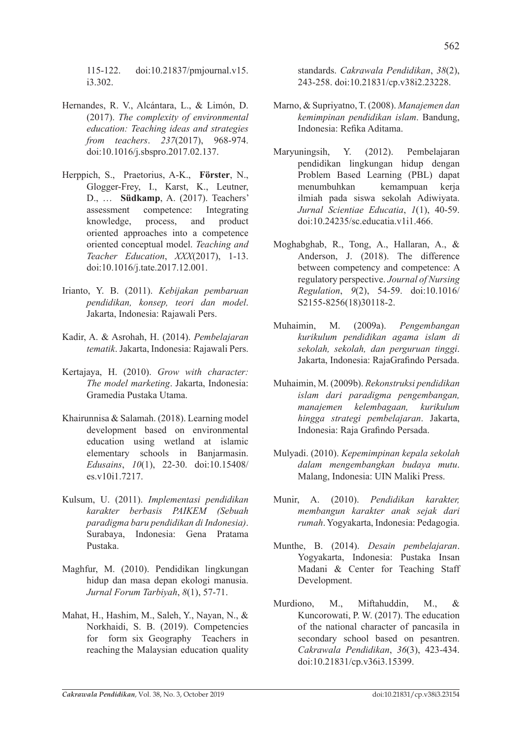115-122. doi:10.21837/pmjournal.v15.i3.302.

Hernandes, R. V., Alcántara, L., & Limón, D. (2017). *The complexity of environmental education: Teaching ideas and strategies from teachers*. *237*(2017), 968-974. doi:10.1016/j.sbspro.2017.02.137.

Herppich, S., Praetorius, A-K., **Förster**, N., Glogger-Frey, I., Karst, K., Leutner, D., … **Südkamp**, A. (2017). Teachers' assessment competence: Integrating knowledge, process, and product oriented approaches into a competence oriented conceptual model. *Teaching and Teacher Education*, *XXX*(2017), 1-13. doi:10.1016/j.tate.2017.12.001.

Irianto, Y. B. (2011). *Kebijakan pembaruan pendidikan, konsep, teori dan model*. Jakarta, Indonesia: Rajawali Pers.

Kadir, A. & Asrohah, H. (2014). *Pembelajaran tematik*. Jakarta, Indonesia: Rajawali Pers.

Kertajaya, H. (2010). *Grow with character: The model marketing*. Jakarta, Indonesia: Gramedia Pustaka Utama.

Khairunnisa & Salamah. (2018). Learning model development based on environmental education using wetland at islamic elementary schools in Banjarmasin. *Edusains*, *10*(1), 22-30. doi:10.15408/es.v10i1.7217.

Kulsum, U. (2011). *Implementasi pendidikan karakter berbasis PAIKEM (Sebuah paradigma baru pendidikan di Indonesia)*. Surabaya, Indonesia: Gena Pratama Pustaka.

Maghfur, M. (2010). Pendidikan lingkungan hidup dan masa depan ekologi manusia. *Jurnal Forum Tarbiyah*, *8*(1), 57-71.

Mahat, H., Hashim, M., Saleh, Y., Nayan, N., & Norkhaidi, S. B. (2019). Competencies for form six Geography Teachers in reaching the Malaysian education quality standards. *Cakrawala Pendidikan*, *38*(2), 243-258. doi:10.21831/cp.v38i2.23228.

Marno, & Supriyatno, T. (2008). *Manajemen dan kemimpinan pendidikan islam*. Bandung, Indonesia: Refika Aditama.

Maryuningsih, Y. (2012). Pembelajaran pendidikan lingkungan hidup dengan Problem Based Learning (PBL) dapat menumbuhkan kemampuan kerja ilmiah pada siswa sekolah Adiwiyata. *Jurnal Scientiae Educatia*, *1*(1), 40-59. doi:10.24235/sc.educatia.v1i1.466.

Moghabghab, R., Tong, A., Hallaran, A., & Anderson, J. (2018). The difference between competency and competence: A regulatory perspective. *Journal of Nursing Regulation*, *9*(2), 54-59. doi:10.1016/S2155-8256(18)30118-2.

Muhaimin, M. (2009a). *Pengembangan kurikulum pendidikan agama islam di sekolah, sekolah, dan perguruan tinggi*. Jakarta, Indonesia: RajaGrafindo Persada.

Muhaimin, M. (2009b). *Rekonstruksi pendidikan islam dari paradigma pengembangan, manajemen kelembagaan, kurikulum hingga strategi pembelajaran*. Jakarta, Indonesia: Raja Grafindo Persada.

Mulyadi. (2010). *Kepemimpinan kepala sekolah dalam mengembangkan budaya mutu*. Malang, Indonesia: UIN Maliki Press.

Munir, A. (2010). *Pendidikan karakter, membangun karakter anak sejak dari rumah*. Yogyakarta, Indonesia: Pedagogia.

Munthe, B. (2014). *Desain pembelajaran*. Yogyakarta, Indonesia: Pustaka Insan Madani & Center for Teaching Staff Development.

Murdiono, M., Miftahuddin, M., & Kuncorowati, P. W. (2017). The education of the national character of pancasila in secondary school based on pesantren. *Cakrawala Pendidikan*, *36*(3), 423-434. doi:10.21831/cp.v36i3.15399.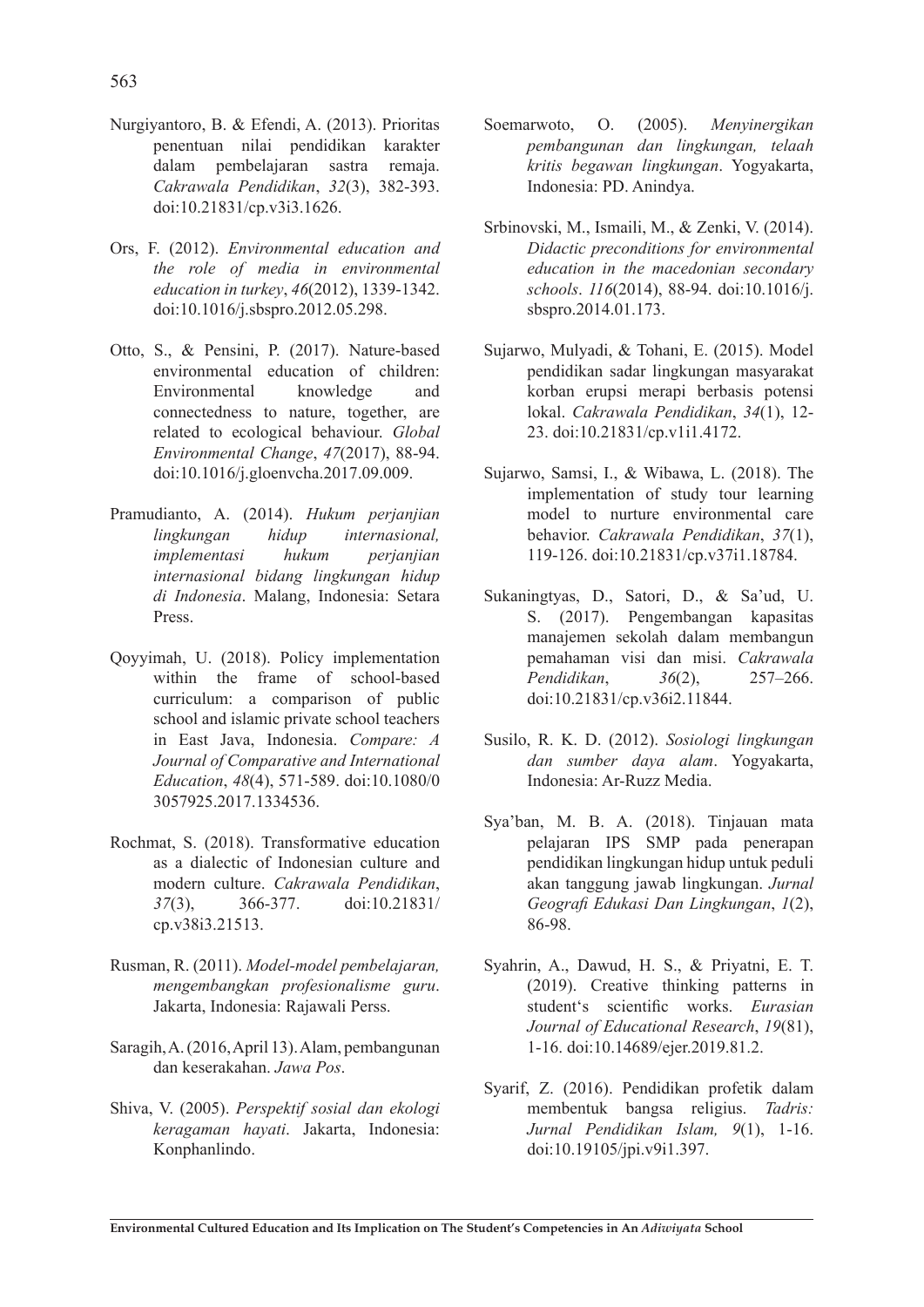Nurgiyantoro, B. & Efendi, A. (2013). Prioritas penentuan nilai pendidikan karakter dalam pembelajaran sastra remaja. *Cakrawala Pendidikan*, *32*(3), 382-393. doi:10.21831/cp.v3i3.1626.

Ors, F. (2012). *Environmental education and the role of media in environmental education in turkey*, *46*(2012), 1339-1342. doi:10.1016/j.sbspro.2012.05.298.

Otto, S., & Pensini, P. (2017). Nature-based environmental education of children: Environmental knowledge and connectedness to nature, together, are related to ecological behaviour. *Global Environmental Change*, *47*(2017), 88-94. doi:10.1016/j.gloenvcha.2017.09.009.

Pramudianto, A. (2014). *Hukum perjanjian lingkungan hidup internasional, implementasi hukum perjanjian internasional bidang lingkungan hidup di Indonesia*. Malang, Indonesia: Setara Press.

Qoyyimah, U. (2018). Policy implementation within the frame of school-based curriculum: a comparison of public school and islamic private school teachers in East Java, Indonesia. *Compare: A Journal of Comparative and International Education*, *48*(4), 571-589. doi:10.1080/03057925.2017.1334536.

Rochmat, S. (2018). Transformative education as a dialectic of Indonesian culture and modern culture. *Cakrawala Pendidikan*, *37*(3), 366-377. doi:10.21831/cp.v38i3.21513.

Rusman, R. (2011). *Model-model pembelajaran, mengembangkan profesionalisme guru*. Jakarta, Indonesia: Rajawali Perss.

Saragih, A. (2016, April 13). Alam, pembangunan dan keserakahan. *Jawa Pos*.

Shiva, V. (2005). *Perspektif sosial dan ekologi keragaman hayati*. Jakarta, Indonesia: Konphanlindo.

Soemarwoto, O. (2005). *Menyinergikan pembangunan dan lingkungan, telaah kritis begawan lingkungan*. Yogyakarta, Indonesia: PD. Anindya.

Srbinovski, M., Ismaili, M., & Zenki, V. (2014). *Didactic preconditions for environmental education in the macedonian secondary schools*. *116*(2014), 88-94. doi:10.1016/j.sbspro.2014.01.173.

Sujarwo, Mulyadi, & Tohani, E. (2015). Model pendidikan sadar lingkungan masyarakat korban erupsi merapi berbasis potensi lokal. *Cakrawala Pendidikan*, *34*(1), 12-23. doi:10.21831/cp.v1i1.4172.

Sujarwo, Samsi, I., & Wibawa, L. (2018). The implementation of study tour learning model to nurture environmental care behavior. *Cakrawala Pendidikan*, *37*(1), 119-126. doi:10.21831/cp.v37i1.18784.

Sukaningtyas, D., Satori, D., & Sa'ud, U. S. (2017). Pengembangan kapasitas manajemen sekolah dalam membangun pemahaman visi dan misi. *Cakrawala Pendidikan*, *36*(2), 257–266. doi:10.21831/cp.v36i2.11844.

Susilo, R. K. D. (2012). *Sosiologi lingkungan dan sumber daya alam*. Yogyakarta, Indonesia: Ar-Ruzz Media.

Sya'ban, M. B. A. (2018). Tinjauan mata pelajaran IPS SMP pada penerapan pendidikan lingkungan hidup untuk peduli akan tanggung jawab lingkungan. *Jurnal Geografi Edukasi Dan Lingkungan*, *1*(2), 86-98.

Syahrin, A., Dawud, H. S., & Priyatni, E. T. (2019). Creative thinking patterns in student's scientific works. *Eurasian Journal of Educational Research*, *19*(81), 1-16. doi:10.14689/ejer.2019.81.2.

Syarif, Z. (2016). Pendidikan profetik dalam membentuk bangsa religius. *Tadris: Jurnal Pendidikan Islam, 9*(1), 1-16. doi:10.19105/jpi.v9i1.397.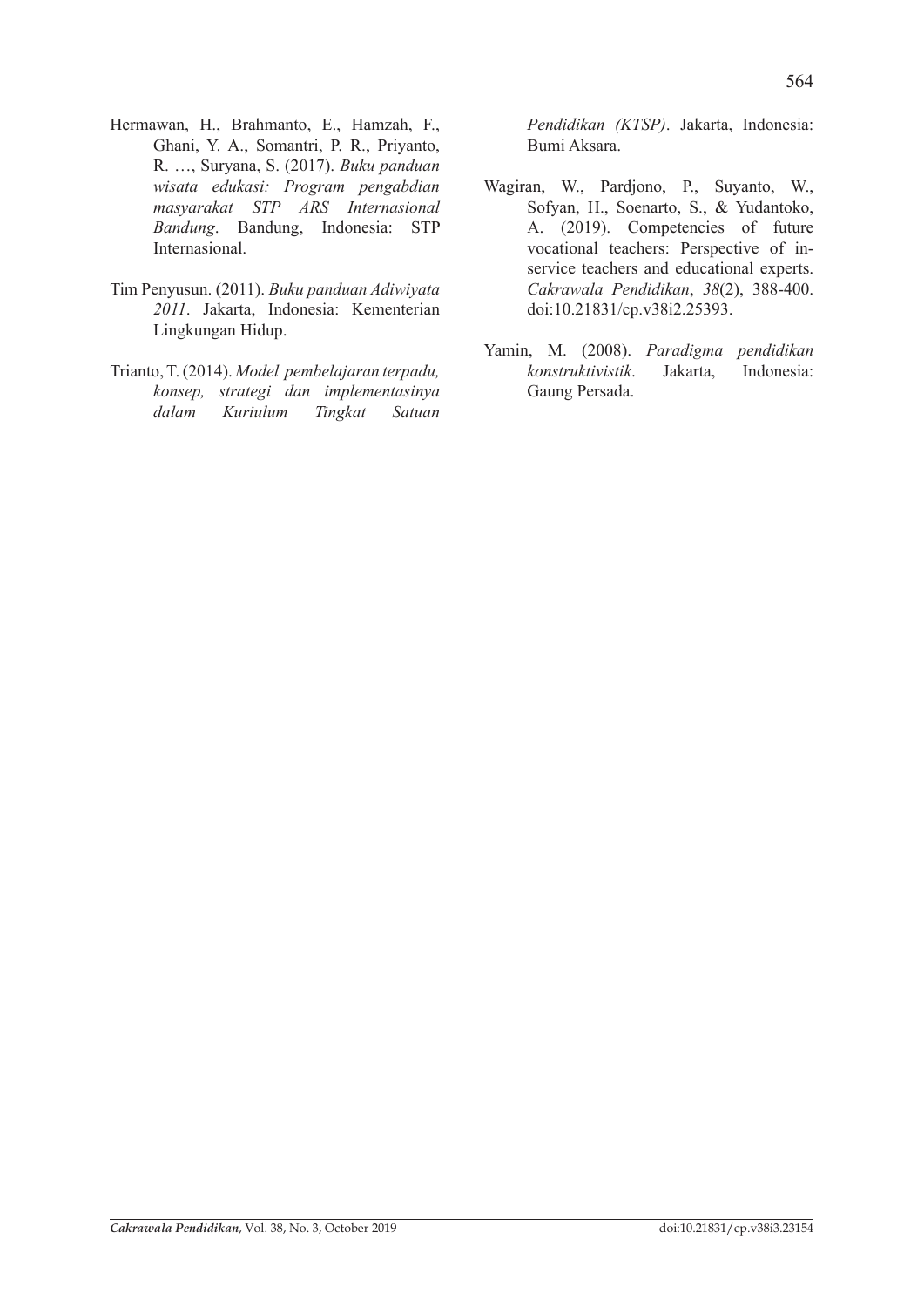Hermawan, H., Brahmanto, E., Hamzah, F., Ghani, Y. A., Somantri, P. R., Priyanto, R. …, Suryana, S. (2017). *Buku panduan wisata edukasi: Program pengabdian masyarakat STP ARS Internasional Bandung*. Bandung, Indonesia: STP Internasional.

Tim Penyusun. (2011). *Buku panduan Adiwiyata 2011*. Jakarta, Indonesia: Kementerian Lingkungan Hidup.

Trianto, T. (2014). *Model pembelajaran terpadu, konsep, strategi dan implementasinya dalam Kuriulum Tingkat Satuan Pendidikan (KTSP)*. Jakarta, Indonesia: Bumi Aksara.

Wagiran, W., Pardjono, P., Suyanto, W., Sofyan, H., Soenarto, S., & Yudantoko, A. (2019). Competencies of future vocational teachers: Perspective of in-service teachers and educational experts. *Cakrawala Pendidikan*, *38*(2), 388-400. doi:10.21831/cp.v38i2.25393.

Yamin, M. (2008). *Paradigma pendidikan konstruktivistik*. Jakarta, Indonesia: Gaung Persada.